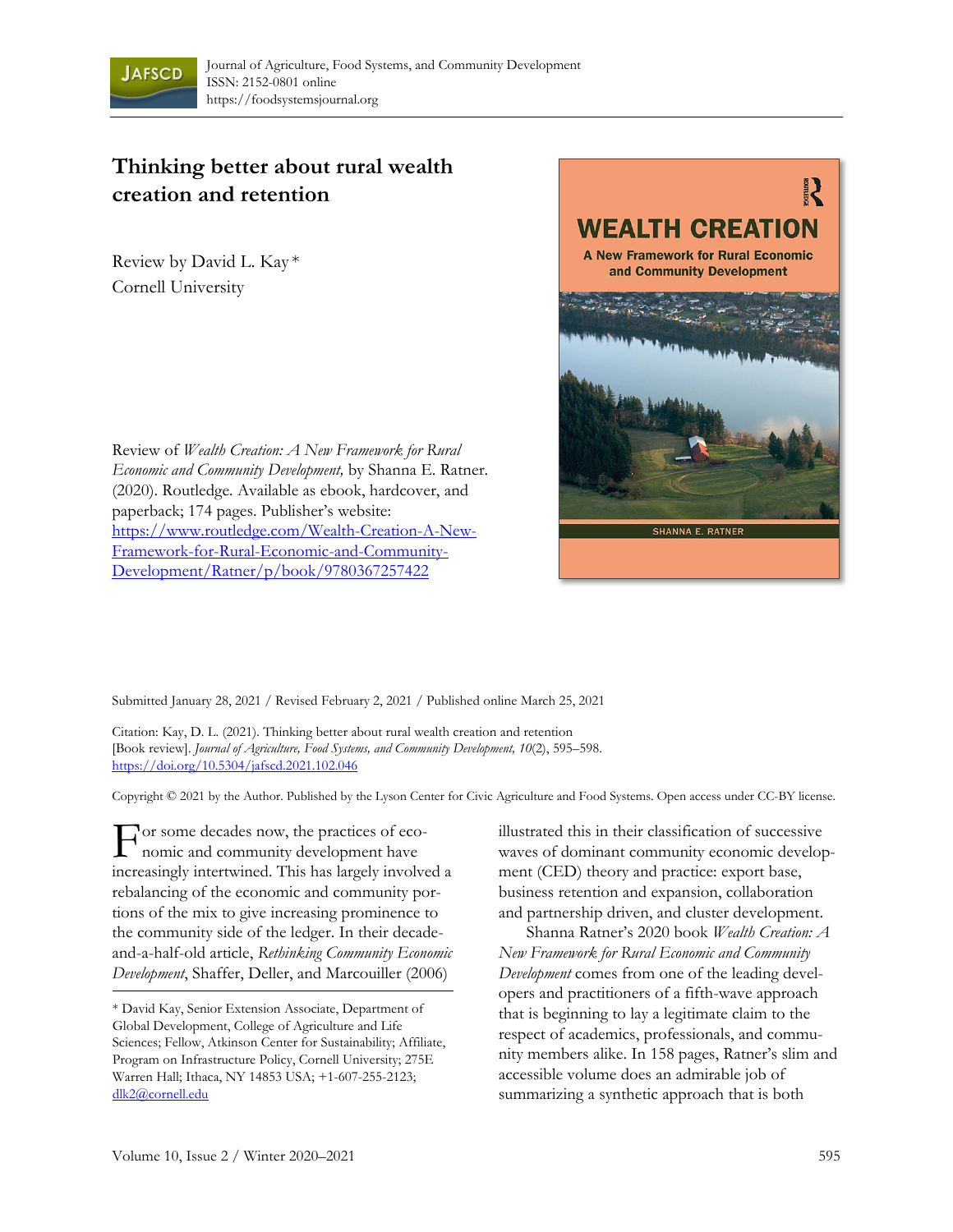Journal of Agriculture, Food Systems, and Community Development
ISSN: 2152-0801 online
https://foodsystemsjournal.org

# Thinking better about rural wealth creation and retention

Review by David L. Kay*
Cornell University

Review of *Wealth Creation: A New Framework for Rural Economic and Community Development,* by Shanna E. Ratner. (2020). Routledge. Available as ebook, hardcover, and paperback; 174 pages. Publisher's website: https://www.routledge.com/Wealth-Creation-A-New-Framework-for-Rural-Economic-and-Community-Development/Ratner/p/book/9780367257422

Submitted January 28, 2021 / Revised February 2, 2021 / Published online March 25, 2021

Citation: Kay, D. L. (2021). Thinking better about rural wealth creation and retention [Book review]. *Journal of Agriculture, Food Systems, and Community Development, 10*(2), 595–598. https://doi.org/10.5304/jafscd.2021.102.046

Copyright © 2021 by the Author. Published by the Lyson Center for Civic Agriculture and Food Systems. Open access under CC-BY license.

For some decades now, the practices of economic and community development have increasingly intertwined. This has largely involved a rebalancing of the economic and community portions of the mix to give increasing prominence to the community side of the ledger. In their decade-and-a-half-old article, *Rethinking Community Economic Development*, Shaffer, Deller, and Marcouiller (2006) illustrated this in their classification of successive waves of dominant community economic development (CED) theory and practice: export base, business retention and expansion, collaboration and partnership driven, and cluster development.

Shanna Ratner's 2020 book *Wealth Creation: A New Framework for Rural Economic and Community Development* comes from one of the leading developers and practitioners of a fifth-wave approach that is beginning to lay a legitimate claim to the respect of academics, professionals, and community members alike. In 158 pages, Ratner's slim and accessible volume does an admirable job of summarizing a synthetic approach that is both

\* David Kay, Senior Extension Associate, Department of Global Development, College of Agriculture and Life Sciences; Fellow, Atkinson Center for Sustainability; Affiliate, Program on Infrastructure Policy, Cornell University; 275E Warren Hall; Ithaca, NY 14853 USA; +1-607-255-2123; dlk2@cornell.edu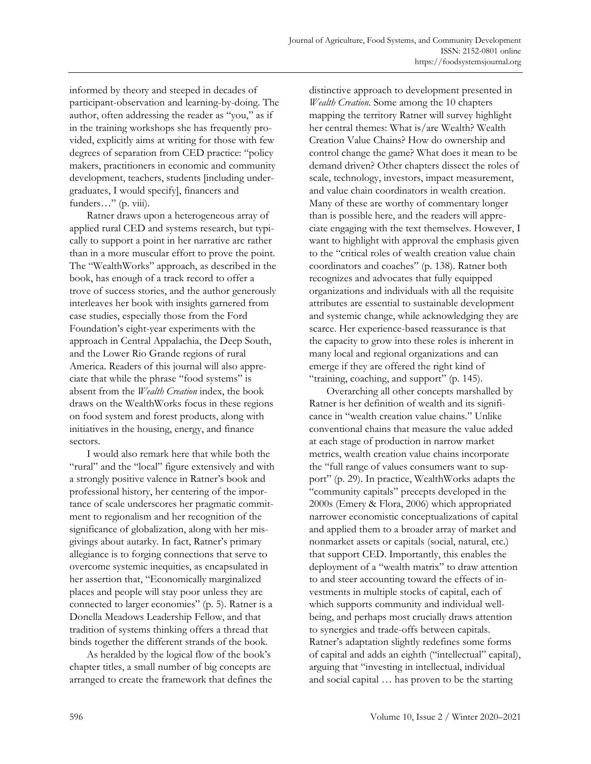informed by theory and steeped in decades of participant-observation and learning-by-doing. The author, often addressing the reader as "you," as if in the training workshops she has frequently provided, explicitly aims at writing for those with few degrees of separation from CED practice: "policy makers, practitioners in economic and community development, teachers, students [including undergraduates, I would specify], financers and funders…" (p. viii).

Ratner draws upon a heterogeneous array of applied rural CED and systems research, but typically to support a point in her narrative arc rather than in a more muscular effort to prove the point. The "WealthWorks" approach, as described in the book, has enough of a track record to offer a trove of success stories, and the author generously interleaves her book with insights garnered from case studies, especially those from the Ford Foundation's eight-year experiments with the approach in Central Appalachia, the Deep South, and the Lower Rio Grande regions of rural America. Readers of this journal will also appreciate that while the phrase "food systems" is absent from the *Wealth Creation* index, the book draws on the WealthWorks focus in these regions on food system and forest products, along with initiatives in the housing, energy, and finance sectors.

I would also remark here that while both the "rural" and the "local" figure extensively and with a strongly positive valence in Ratner's book and professional history, her centering of the importance of scale underscores her pragmatic commitment to regionalism and her recognition of the significance of globalization, along with her misgivings about autarky. In fact, Ratner's primary allegiance is to forging connections that serve to overcome systemic inequities, as encapsulated in her assertion that, "Economically marginalized places and people will stay poor unless they are connected to larger economies" (p. 5). Ratner is a Donella Meadows Leadership Fellow, and that tradition of systems thinking offers a thread that binds together the different strands of the book.

As heralded by the logical flow of the book's chapter titles, a small number of big concepts are arranged to create the framework that defines the distinctive approach to development presented in *Wealth Creation*. Some among the 10 chapters mapping the territory Ratner will survey highlight her central themes: What is/are Wealth? Wealth Creation Value Chains? How do ownership and control change the game? What does it mean to be demand driven? Other chapters dissect the roles of scale, technology, investors, impact measurement, and value chain coordinators in wealth creation. Many of these are worthy of commentary longer than is possible here, and the readers will appreciate engaging with the text themselves. However, I want to highlight with approval the emphasis given to the "critical roles of wealth creation value chain coordinators and coaches" (p. 138). Ratner both recognizes and advocates that fully equipped organizations and individuals with all the requisite attributes are essential to sustainable development and systemic change, while acknowledging they are scarce. Her experience-based reassurance is that the capacity to grow into these roles is inherent in many local and regional organizations and can emerge if they are offered the right kind of "training, coaching, and support" (p. 145).

Overarching all other concepts marshalled by Ratner is her definition of wealth and its significance in "wealth creation value chains." Unlike conventional chains that measure the value added at each stage of production in narrow market metrics, wealth creation value chains incorporate the "full range of values consumers want to support" (p. 29). In practice, WealthWorks adapts the "community capitals" precepts developed in the 2000s (Emery & Flora, 2006) which appropriated narrower economistic conceptualizations of capital and applied them to a broader array of market and nonmarket assets or capitals (social, natural, etc.) that support CED. Importantly, this enables the deployment of a "wealth matrix" to draw attention to and steer accounting toward the effects of investments in multiple stocks of capital, each of which supports community and individual well-being, and perhaps most crucially draws attention to synergies and trade-offs between capitals. Ratner's adaptation slightly redefines some forms of capital and adds an eighth ("intellectual" capital), arguing that "investing in intellectual, individual and social capital … has proven to be the starting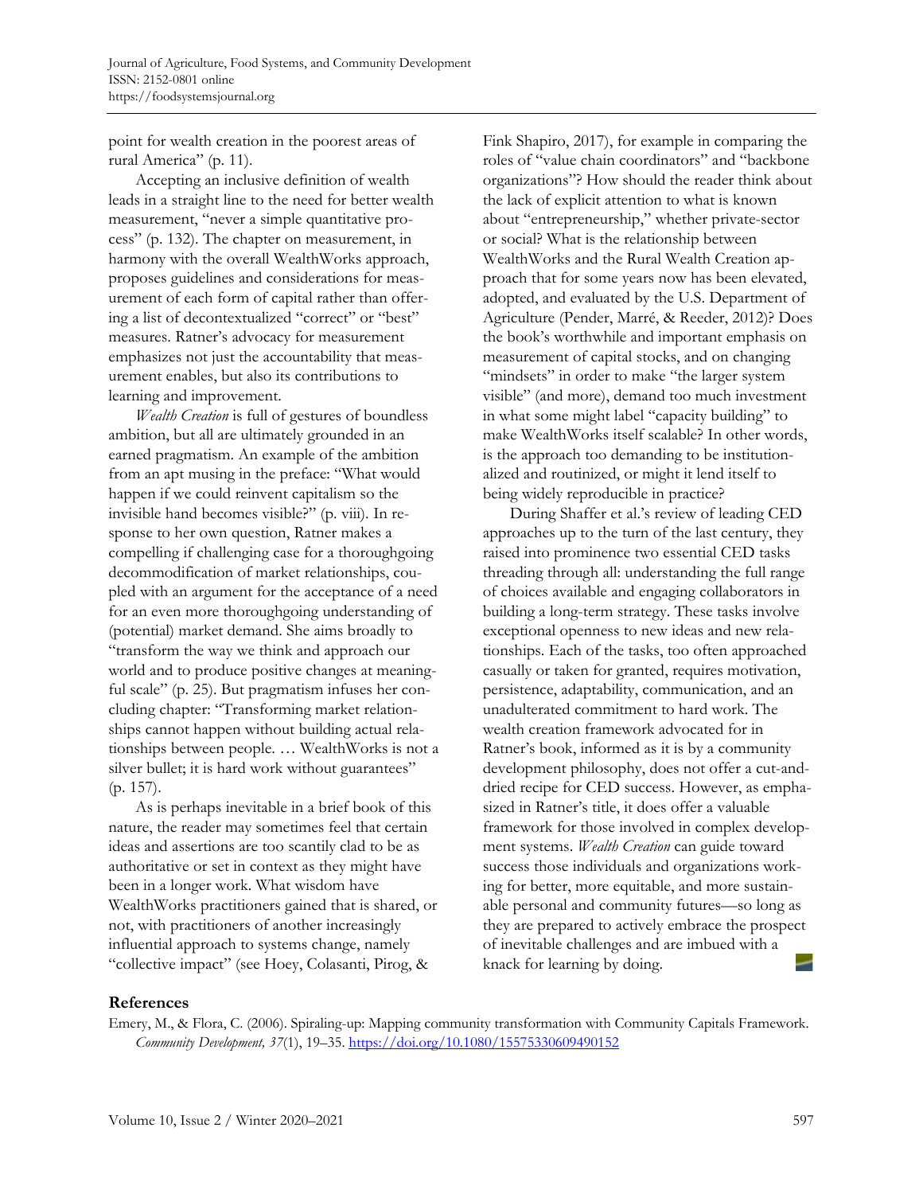point for wealth creation in the poorest areas of rural America" (p. 11).

Accepting an inclusive definition of wealth leads in a straight line to the need for better wealth measurement, "never a simple quantitative process" (p. 132). The chapter on measurement, in harmony with the overall WealthWorks approach, proposes guidelines and considerations for measurement of each form of capital rather than offering a list of decontextualized "correct" or "best" measures. Ratner's advocacy for measurement emphasizes not just the accountability that measurement enables, but also its contributions to learning and improvement.

*Wealth Creation* is full of gestures of boundless ambition, but all are ultimately grounded in an earned pragmatism. An example of the ambition from an apt musing in the preface: "What would happen if we could reinvent capitalism so the invisible hand becomes visible?" (p. viii). In response to her own question, Ratner makes a compelling if challenging case for a thoroughgoing decommodification of market relationships, coupled with an argument for the acceptance of a need for an even more thoroughgoing understanding of (potential) market demand. She aims broadly to "transform the way we think and approach our world and to produce positive changes at meaningful scale" (p. 25). But pragmatism infuses her concluding chapter: "Transforming market relationships cannot happen without building actual relationships between people. … WealthWorks is not a silver bullet; it is hard work without guarantees" (p. 157).

As is perhaps inevitable in a brief book of this nature, the reader may sometimes feel that certain ideas and assertions are too scantily clad to be as authoritative or set in context as they might have been in a longer work. What wisdom have WealthWorks practitioners gained that is shared, or not, with practitioners of another increasingly influential approach to systems change, namely "collective impact" (see Hoey, Colasanti, Pirog, & Fink Shapiro, 2017), for example in comparing the roles of "value chain coordinators" and "backbone organizations"? How should the reader think about the lack of explicit attention to what is known about "entrepreneurship," whether private-sector or social? What is the relationship between WealthWorks and the Rural Wealth Creation approach that for some years now has been elevated, adopted, and evaluated by the U.S. Department of Agriculture (Pender, Marré, & Reeder, 2012)? Does the book's worthwhile and important emphasis on measurement of capital stocks, and on changing "mindsets" in order to make "the larger system visible" (and more), demand too much investment in what some might label "capacity building" to make WealthWorks itself scalable? In other words, is the approach too demanding to be institutionalized and routinized, or might it lend itself to being widely reproducible in practice?

During Shaffer et al.'s review of leading CED approaches up to the turn of the last century, they raised into prominence two essential CED tasks threading through all: understanding the full range of choices available and engaging collaborators in building a long-term strategy. These tasks involve exceptional openness to new ideas and new relationships. Each of the tasks, too often approached casually or taken for granted, requires motivation, persistence, adaptability, communication, and an unadulterated commitment to hard work. The wealth creation framework advocated for in Ratner's book, informed as it is by a community development philosophy, does not offer a cut-and-dried recipe for CED success. However, as emphasized in Ratner's title, it does offer a valuable framework for those involved in complex development systems. *Wealth Creation* can guide toward success those individuals and organizations working for better, more equitable, and more sustainable personal and community futures—so long as they are prepared to actively embrace the prospect of inevitable challenges and are imbued with a knack for learning by doing.

## References

Emery, M., & Flora, C. (2006). Spiraling-up: Mapping community transformation with Community Capitals Framework. *Community Development, 37*(1), 19–35. https://doi.org/10.1080/15575330609490152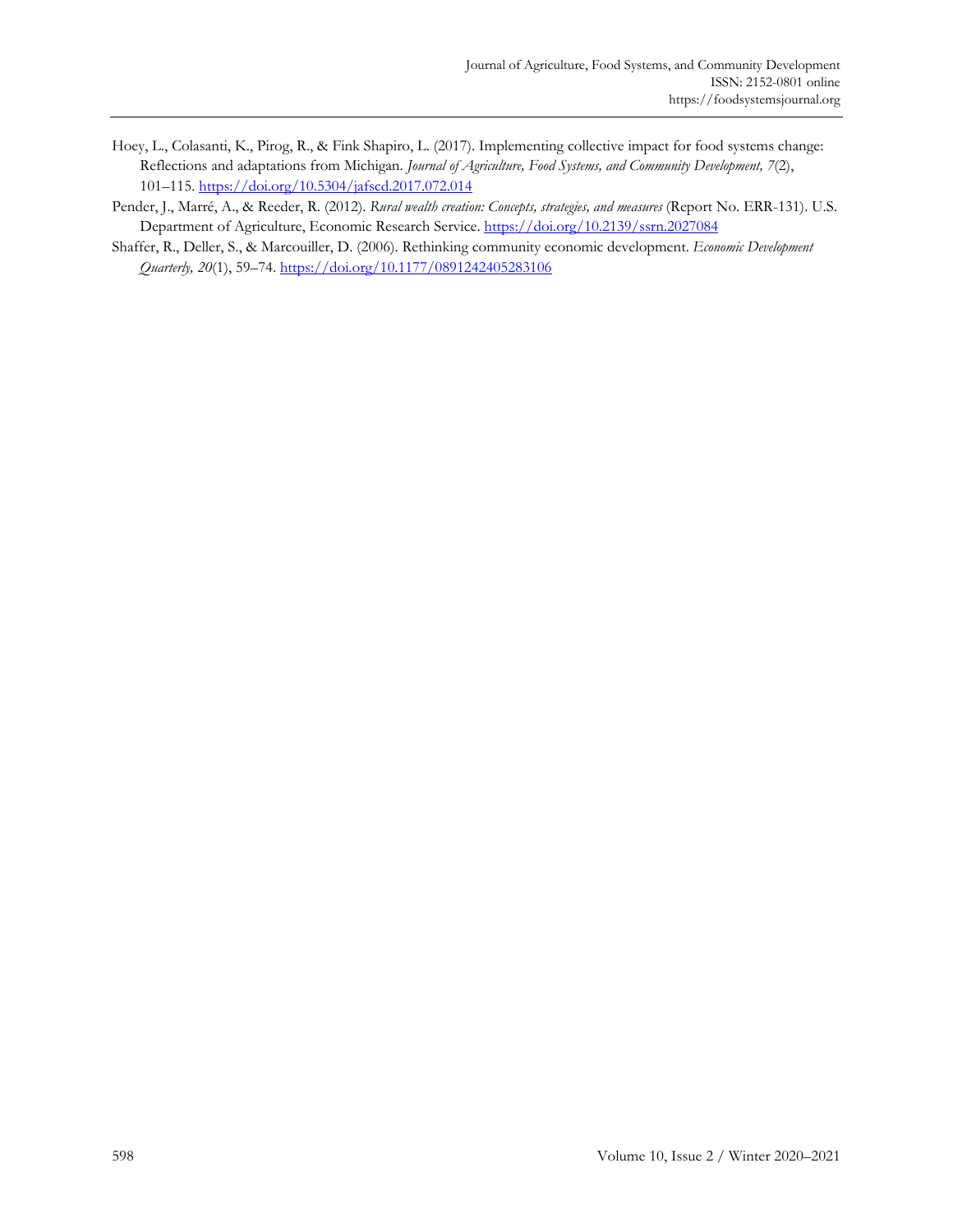Hoey, L., Colasanti, K., Pirog, R., & Fink Shapiro, L. (2017). Implementing collective impact for food systems change: Reflections and adaptations from Michigan. *Journal of Agriculture, Food Systems, and Community Development, 7*(2), 101–115. https://doi.org/10.5304/jafscd.2017.072.014

Pender, J., Marré, A., & Reeder, R. (2012). *Rural wealth creation: Concepts, strategies, and measures* (Report No. ERR-131). U.S. Department of Agriculture, Economic Research Service. https://doi.org/10.2139/ssrn.2027084

Shaffer, R., Deller, S., & Marcouiller, D. (2006). Rethinking community economic development. *Economic Development Quarterly, 20*(1), 59–74. https://doi.org/10.1177/0891242405283106